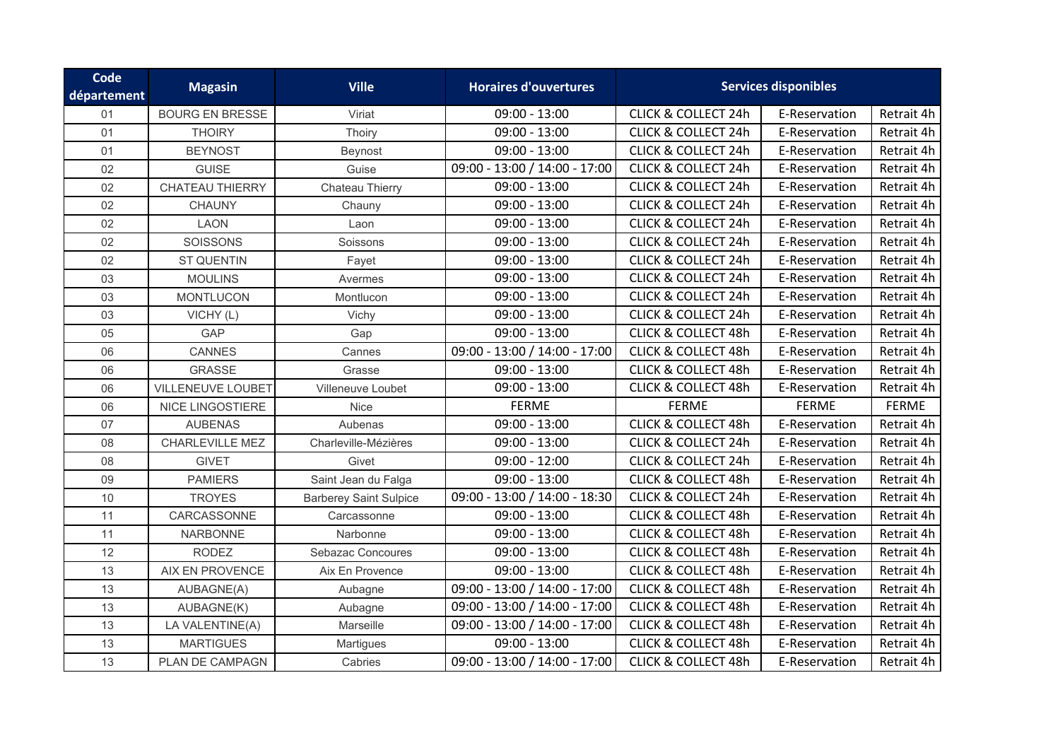| Code département | Magasin | Ville | Horaires d'ouvertures | Services disponibles | | |
|---|---|---|---|---|---|---|
| 01 | BOURG EN BRESSE | Viriat | 09:00 - 13:00 | CLICK & COLLECT 24h | E-Reservation | Retrait 4h |
| 01 | THOIRY | Thoiry | 09:00 - 13:00 | CLICK & COLLECT 24h | E-Reservation | Retrait 4h |
| 01 | BEYNOST | Beynost | 09:00 - 13:00 | CLICK & COLLECT 24h | E-Reservation | Retrait 4h |
| 02 | GUISE | Guise | 09:00 - 13:00 / 14:00 - 17:00 | CLICK & COLLECT 24h | E-Reservation | Retrait 4h |
| 02 | CHATEAU THIERRY | Chateau Thierry | 09:00 - 13:00 | CLICK & COLLECT 24h | E-Reservation | Retrait 4h |
| 02 | CHAUNY | Chauny | 09:00 - 13:00 | CLICK & COLLECT 24h | E-Reservation | Retrait 4h |
| 02 | LAON | Laon | 09:00 - 13:00 | CLICK & COLLECT 24h | E-Reservation | Retrait 4h |
| 02 | SOISSONS | Soissons | 09:00 - 13:00 | CLICK & COLLECT 24h | E-Reservation | Retrait 4h |
| 02 | ST QUENTIN | Fayet | 09:00 - 13:00 | CLICK & COLLECT 24h | E-Reservation | Retrait 4h |
| 03 | MOULINS | Avermes | 09:00 - 13:00 | CLICK & COLLECT 24h | E-Reservation | Retrait 4h |
| 03 | MONTLUCON | Montlucon | 09:00 - 13:00 | CLICK & COLLECT 24h | E-Reservation | Retrait 4h |
| 03 | VICHY (L) | Vichy | 09:00 - 13:00 | CLICK & COLLECT 24h | E-Reservation | Retrait 4h |
| 05 | GAP | Gap | 09:00 - 13:00 | CLICK & COLLECT 48h | E-Reservation | Retrait 4h |
| 06 | CANNES | Cannes | 09:00 - 13:00 / 14:00 - 17:00 | CLICK & COLLECT 48h | E-Reservation | Retrait 4h |
| 06 | GRASSE | Grasse | 09:00 - 13:00 | CLICK & COLLECT 48h | E-Reservation | Retrait 4h |
| 06 | VILLENEUVE LOUBET | Villeneuve Loubet | 09:00 - 13:00 | CLICK & COLLECT 48h | E-Reservation | Retrait 4h |
| 06 | NICE LINGOSTIERE | Nice | FERME | FERME | FERME | FERME |
| 07 | AUBENAS | Aubenas | 09:00 - 13:00 | CLICK & COLLECT 48h | E-Reservation | Retrait 4h |
| 08 | CHARLEVILLE MEZ | Charleville-Mézières | 09:00 - 13:00 | CLICK & COLLECT 24h | E-Reservation | Retrait 4h |
| 08 | GIVET | Givet | 09:00 - 12:00 | CLICK & COLLECT 24h | E-Reservation | Retrait 4h |
| 09 | PAMIERS | Saint Jean du Falga | 09:00 - 13:00 | CLICK & COLLECT 48h | E-Reservation | Retrait 4h |
| 10 | TROYES | Barberey Saint Sulpice | 09:00 - 13:00 / 14:00 - 18:30 | CLICK & COLLECT 24h | E-Reservation | Retrait 4h |
| 11 | CARCASSONNE | Carcassonne | 09:00 - 13:00 | CLICK & COLLECT 48h | E-Reservation | Retrait 4h |
| 11 | NARBONNE | Narbonne | 09:00 - 13:00 | CLICK & COLLECT 48h | E-Reservation | Retrait 4h |
| 12 | RODEZ | Sebazac Concoures | 09:00 - 13:00 | CLICK & COLLECT 48h | E-Reservation | Retrait 4h |
| 13 | AIX EN PROVENCE | Aix En Provence | 09:00 - 13:00 | CLICK & COLLECT 48h | E-Reservation | Retrait 4h |
| 13 | AUBAGNE(A) | Aubagne | 09:00 - 13:00 / 14:00 - 17:00 | CLICK & COLLECT 48h | E-Reservation | Retrait 4h |
| 13 | AUBAGNE(K) | Aubagne | 09:00 - 13:00 / 14:00 - 17:00 | CLICK & COLLECT 48h | E-Reservation | Retrait 4h |
| 13 | LA VALENTINE(A) | Marseille | 09:00 - 13:00 / 14:00 - 17:00 | CLICK & COLLECT 48h | E-Reservation | Retrait 4h |
| 13 | MARTIGUES | Martigues | 09:00 - 13:00 | CLICK & COLLECT 48h | E-Reservation | Retrait 4h |
| 13 | PLAN DE CAMPAGN | Cabries | 09:00 - 13:00 / 14:00 - 17:00 | CLICK & COLLECT 48h | E-Reservation | Retrait 4h |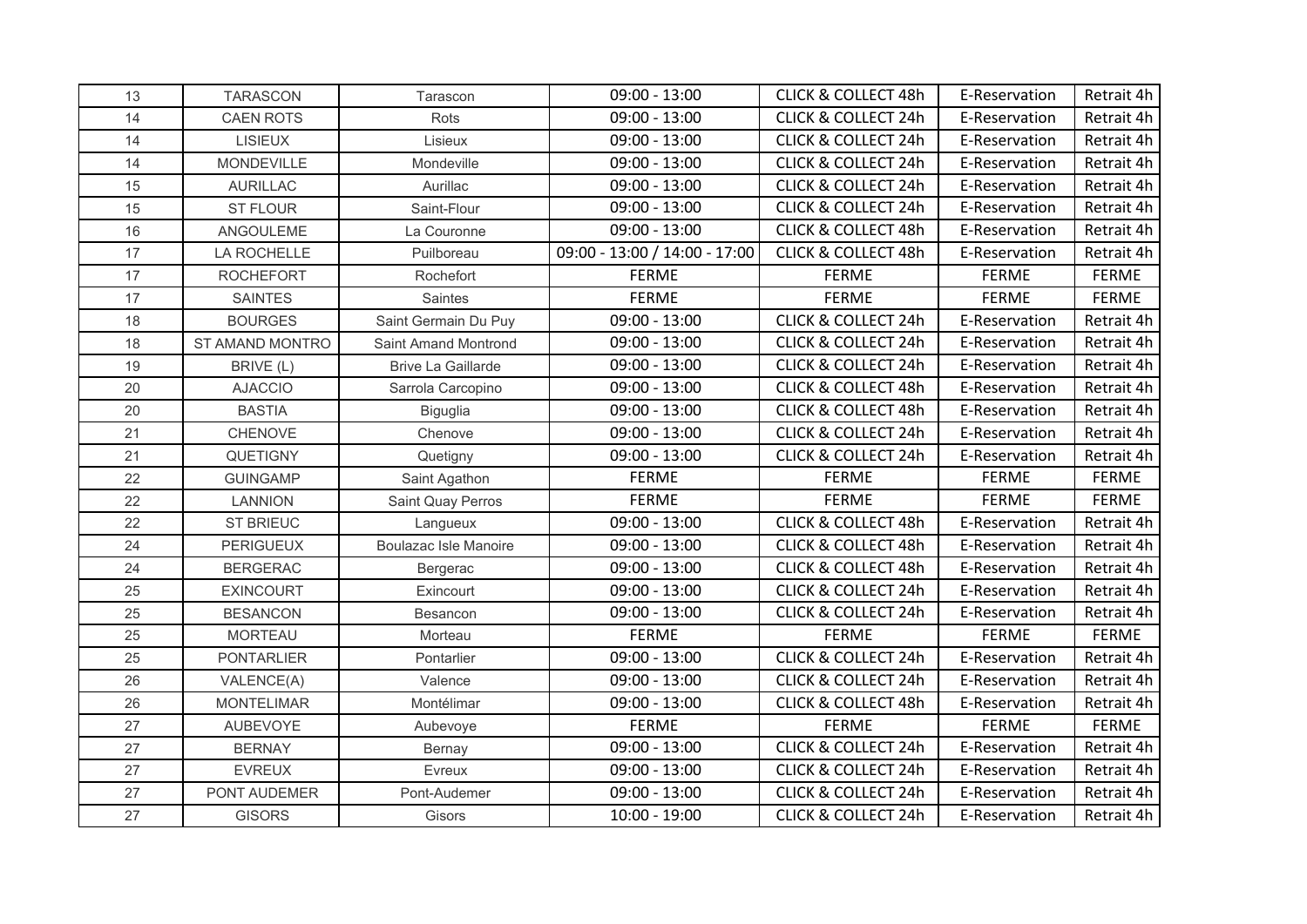| 13 | TARASCON | Tarascon | 09:00 - 13:00 | CLICK & COLLECT 48h | E-Reservation | Retrait 4h |
|---|---|---|---|---|---|---|
| 14 | CAEN ROTS | Rots | 09:00 - 13:00 | CLICK & COLLECT 24h | E-Reservation | Retrait 4h |
| 14 | LISIEUX | Lisieux | 09:00 - 13:00 | CLICK & COLLECT 24h | E-Reservation | Retrait 4h |
| 14 | MONDEVILLE | Mondeville | 09:00 - 13:00 | CLICK & COLLECT 24h | E-Reservation | Retrait 4h |
| 15 | AURILLAC | Aurillac | 09:00 - 13:00 | CLICK & COLLECT 24h | E-Reservation | Retrait 4h |
| 15 | ST FLOUR | Saint-Flour | 09:00 - 13:00 | CLICK & COLLECT 24h | E-Reservation | Retrait 4h |
| 16 | ANGOULEME | La Couronne | 09:00 - 13:00 | CLICK & COLLECT 48h | E-Reservation | Retrait 4h |
| 17 | LA ROCHELLE | Puilboreau | 09:00 - 13:00 / 14:00 - 17:00 | CLICK & COLLECT 48h | E-Reservation | Retrait 4h |
| 17 | ROCHEFORT | Rochefort | FERME | FERME | FERME | FERME |
| 17 | SAINTES | Saintes | FERME | FERME | FERME | FERME |
| 18 | BOURGES | Saint Germain Du Puy | 09:00 - 13:00 | CLICK & COLLECT 24h | E-Reservation | Retrait 4h |
| 18 | ST AMAND MONTRO | Saint Amand Montrond | 09:00 - 13:00 | CLICK & COLLECT 24h | E-Reservation | Retrait 4h |
| 19 | BRIVE (L) | Brive La Gaillarde | 09:00 - 13:00 | CLICK & COLLECT 24h | E-Reservation | Retrait 4h |
| 20 | AJACCIO | Sarrola Carcopino | 09:00 - 13:00 | CLICK & COLLECT 48h | E-Reservation | Retrait 4h |
| 20 | BASTIA | Biguglia | 09:00 - 13:00 | CLICK & COLLECT 48h | E-Reservation | Retrait 4h |
| 21 | CHENOVE | Chenove | 09:00 - 13:00 | CLICK & COLLECT 24h | E-Reservation | Retrait 4h |
| 21 | QUETIGNY | Quetigny | 09:00 - 13:00 | CLICK & COLLECT 24h | E-Reservation | Retrait 4h |
| 22 | GUINGAMP | Saint Agathon | FERME | FERME | FERME | FERME |
| 22 | LANNION | Saint Quay Perros | FERME | FERME | FERME | FERME |
| 22 | ST BRIEUC | Langueux | 09:00 - 13:00 | CLICK & COLLECT 48h | E-Reservation | Retrait 4h |
| 24 | PERIGUEUX | Boulazac Isle Manoire | 09:00 - 13:00 | CLICK & COLLECT 48h | E-Reservation | Retrait 4h |
| 24 | BERGERAC | Bergerac | 09:00 - 13:00 | CLICK & COLLECT 48h | E-Reservation | Retrait 4h |
| 25 | EXINCOURT | Exincourt | 09:00 - 13:00 | CLICK & COLLECT 24h | E-Reservation | Retrait 4h |
| 25 | BESANCON | Besancon | 09:00 - 13:00 | CLICK & COLLECT 24h | E-Reservation | Retrait 4h |
| 25 | MORTEAU | Morteau | FERME | FERME | FERME | FERME |
| 25 | PONTARLIER | Pontarlier | 09:00 - 13:00 | CLICK & COLLECT 24h | E-Reservation | Retrait 4h |
| 26 | VALENCE(A) | Valence | 09:00 - 13:00 | CLICK & COLLECT 24h | E-Reservation | Retrait 4h |
| 26 | MONTELIMAR | Montélimar | 09:00 - 13:00 | CLICK & COLLECT 48h | E-Reservation | Retrait 4h |
| 27 | AUBEVOYE | Aubevoye | FERME | FERME | FERME | FERME |
| 27 | BERNAY | Bernay | 09:00 - 13:00 | CLICK & COLLECT 24h | E-Reservation | Retrait 4h |
| 27 | EVREUX | Evreux | 09:00 - 13:00 | CLICK & COLLECT 24h | E-Reservation | Retrait 4h |
| 27 | PONT AUDEMER | Pont-Audemer | 09:00 - 13:00 | CLICK & COLLECT 24h | E-Reservation | Retrait 4h |
| 27 | GISORS | Gisors | 10:00 - 19:00 | CLICK & COLLECT 24h | E-Reservation | Retrait 4h |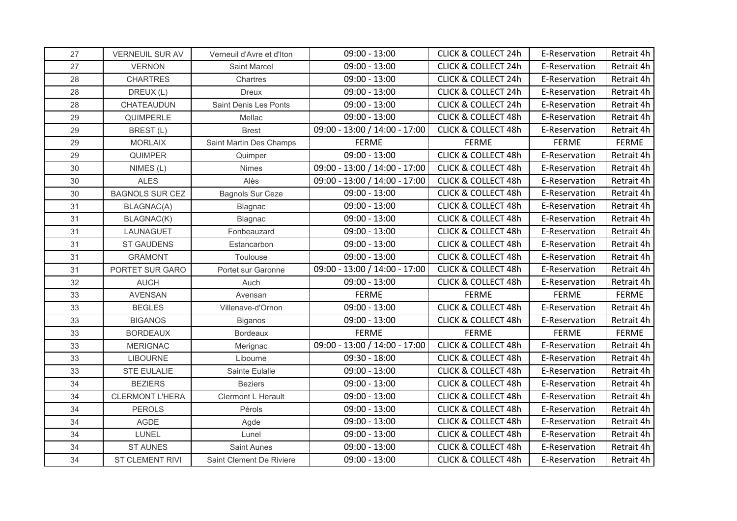| | | | | | | |
|---|---|---|---|---|---|---|
| 27 | VERNEUIL SUR AV | Verneuil d'Avre et d'Iton | 09:00 - 13:00 | CLICK & COLLECT 24h | E-Reservation | Retrait 4h |
| 27 | VERNON | Saint Marcel | 09:00 - 13:00 | CLICK & COLLECT 24h | E-Reservation | Retrait 4h |
| 28 | CHARTRES | Chartres | 09:00 - 13:00 | CLICK & COLLECT 24h | E-Reservation | Retrait 4h |
| 28 | DREUX (L) | Dreux | 09:00 - 13:00 | CLICK & COLLECT 24h | E-Reservation | Retrait 4h |
| 28 | CHATEAUDUN | Saint Denis Les Ponts | 09:00 - 13:00 | CLICK & COLLECT 24h | E-Reservation | Retrait 4h |
| 29 | QUIMPERLE | Mellac | 09:00 - 13:00 | CLICK & COLLECT 48h | E-Reservation | Retrait 4h |
| 29 | BREST (L) | Brest | 09:00 - 13:00 / 14:00 - 17:00 | CLICK & COLLECT 48h | E-Reservation | Retrait 4h |
| 29 | MORLAIX | Saint Martin Des Champs | FERME | FERME | FERME | FERME |
| 29 | QUIMPER | Quimper | 09:00 - 13:00 | CLICK & COLLECT 48h | E-Reservation | Retrait 4h |
| 30 | NIMES (L) | Nimes | 09:00 - 13:00 / 14:00 - 17:00 | CLICK & COLLECT 48h | E-Reservation | Retrait 4h |
| 30 | ALES | Alès | 09:00 - 13:00 / 14:00 - 17:00 | CLICK & COLLECT 48h | E-Reservation | Retrait 4h |
| 30 | BAGNOLS SUR CEZ | Bagnols Sur Ceze | 09:00 - 13:00 | CLICK & COLLECT 48h | E-Reservation | Retrait 4h |
| 31 | BLAGNAC(A) | Blagnac | 09:00 - 13:00 | CLICK & COLLECT 48h | E-Reservation | Retrait 4h |
| 31 | BLAGNAC(K) | Blagnac | 09:00 - 13:00 | CLICK & COLLECT 48h | E-Reservation | Retrait 4h |
| 31 | LAUNAGUET | Fonbeauzard | 09:00 - 13:00 | CLICK & COLLECT 48h | E-Reservation | Retrait 4h |
| 31 | ST GAUDENS | Estancarbon | 09:00 - 13:00 | CLICK & COLLECT 48h | E-Reservation | Retrait 4h |
| 31 | GRAMONT | Toulouse | 09:00 - 13:00 | CLICK & COLLECT 48h | E-Reservation | Retrait 4h |
| 31 | PORTET SUR GARO | Portet sur Garonne | 09:00 - 13:00 / 14:00 - 17:00 | CLICK & COLLECT 48h | E-Reservation | Retrait 4h |
| 32 | AUCH | Auch | 09:00 - 13:00 | CLICK & COLLECT 48h | E-Reservation | Retrait 4h |
| 33 | AVENSAN | Avensan | FERME | FERME | FERME | FERME |
| 33 | BEGLES | Villenave-d'Ornon | 09:00 - 13:00 | CLICK & COLLECT 48h | E-Reservation | Retrait 4h |
| 33 | BIGANOS | Biganos | 09:00 - 13:00 | CLICK & COLLECT 48h | E-Reservation | Retrait 4h |
| 33 | BORDEAUX | Bordeaux | FERME | FERME | FERME | FERME |
| 33 | MERIGNAC | Merignac | 09:00 - 13:00 / 14:00 - 17:00 | CLICK & COLLECT 48h | E-Reservation | Retrait 4h |
| 33 | LIBOURNE | Libourne | 09:30 - 18:00 | CLICK & COLLECT 48h | E-Reservation | Retrait 4h |
| 33 | STE EULALIE | Sainte Eulalie | 09:00 - 13:00 | CLICK & COLLECT 48h | E-Reservation | Retrait 4h |
| 34 | BEZIERS | Beziers | 09:00 - 13:00 | CLICK & COLLECT 48h | E-Reservation | Retrait 4h |
| 34 | CLERMONT L'HERA | Clermont L Herault | 09:00 - 13:00 | CLICK & COLLECT 48h | E-Reservation | Retrait 4h |
| 34 | PEROLS | Pérols | 09:00 - 13:00 | CLICK & COLLECT 48h | E-Reservation | Retrait 4h |
| 34 | AGDE | Agde | 09:00 - 13:00 | CLICK & COLLECT 48h | E-Reservation | Retrait 4h |
| 34 | LUNEL | Lunel | 09:00 - 13:00 | CLICK & COLLECT 48h | E-Reservation | Retrait 4h |
| 34 | ST AUNES | Saint Aunes | 09:00 - 13:00 | CLICK & COLLECT 48h | E-Reservation | Retrait 4h |
| 34 | ST CLEMENT RIVI | Saint Clement De Riviere | 09:00 - 13:00 | CLICK & COLLECT 48h | E-Reservation | Retrait 4h |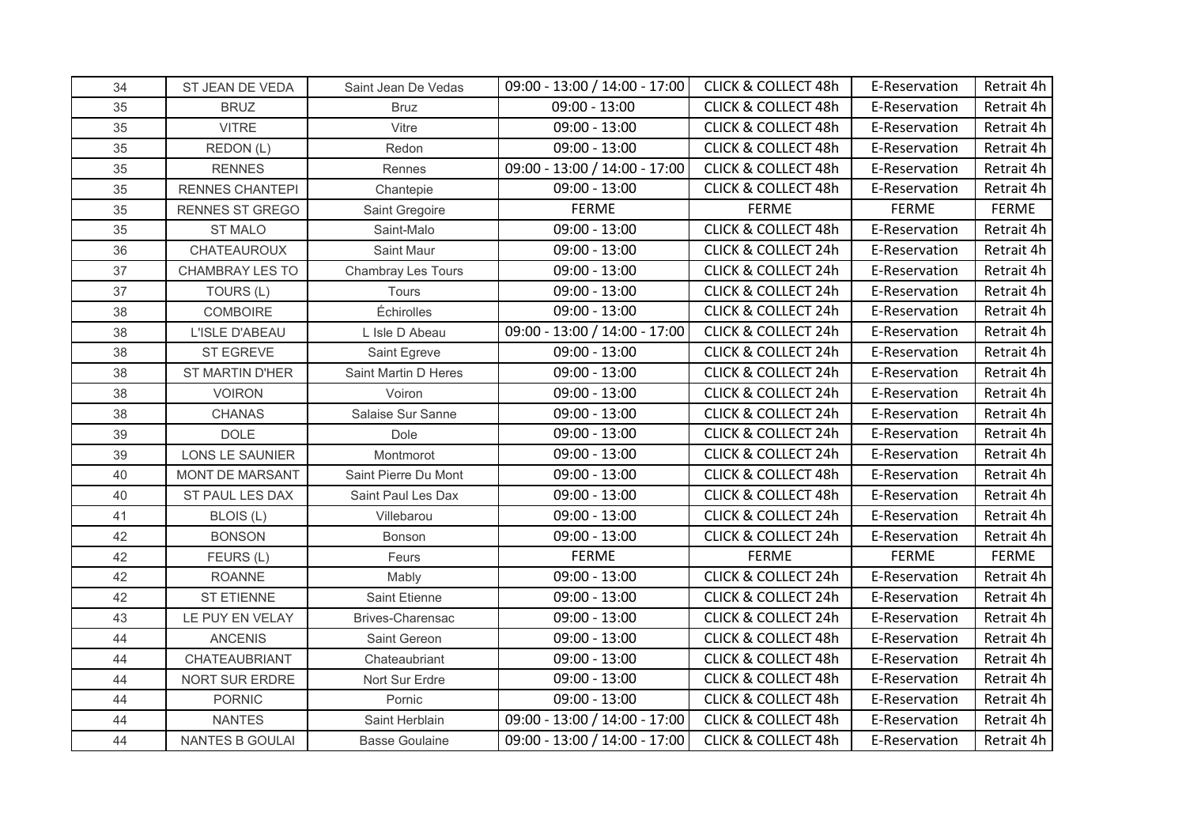| | | | | | | |
|---|---|---|---|---|---|---|
| 34 | ST JEAN DE VEDA | Saint Jean De Vedas | 09:00 - 13:00 / 14:00 - 17:00 | CLICK & COLLECT 48h | E-Reservation | Retrait 4h |
| 35 | BRUZ | Bruz | 09:00 - 13:00 | CLICK & COLLECT 48h | E-Reservation | Retrait 4h |
| 35 | VITRE | Vitre | 09:00 - 13:00 | CLICK & COLLECT 48h | E-Reservation | Retrait 4h |
| 35 | REDON (L) | Redon | 09:00 - 13:00 | CLICK & COLLECT 48h | E-Reservation | Retrait 4h |
| 35 | RENNES | Rennes | 09:00 - 13:00 / 14:00 - 17:00 | CLICK & COLLECT 48h | E-Reservation | Retrait 4h |
| 35 | RENNES CHANTEPI | Chantepie | 09:00 - 13:00 | CLICK & COLLECT 48h | E-Reservation | Retrait 4h |
| 35 | RENNES ST GREGO | Saint Gregoire | FERME | FERME | FERME | FERME |
| 35 | ST MALO | Saint-Malo | 09:00 - 13:00 | CLICK & COLLECT 48h | E-Reservation | Retrait 4h |
| 36 | CHATEAUROUX | Saint Maur | 09:00 - 13:00 | CLICK & COLLECT 24h | E-Reservation | Retrait 4h |
| 37 | CHAMBRAY LES TO | Chambray Les Tours | 09:00 - 13:00 | CLICK & COLLECT 24h | E-Reservation | Retrait 4h |
| 37 | TOURS (L) | Tours | 09:00 - 13:00 | CLICK & COLLECT 24h | E-Reservation | Retrait 4h |
| 38 | COMBOIRE | Échirolles | 09:00 - 13:00 | CLICK & COLLECT 24h | E-Reservation | Retrait 4h |
| 38 | L'ISLE D'ABEAU | L Isle D Abeau | 09:00 - 13:00 / 14:00 - 17:00 | CLICK & COLLECT 24h | E-Reservation | Retrait 4h |
| 38 | ST EGREVE | Saint Egreve | 09:00 - 13:00 | CLICK & COLLECT 24h | E-Reservation | Retrait 4h |
| 38 | ST MARTIN D'HER | Saint Martin D Heres | 09:00 - 13:00 | CLICK & COLLECT 24h | E-Reservation | Retrait 4h |
| 38 | VOIRON | Voiron | 09:00 - 13:00 | CLICK & COLLECT 24h | E-Reservation | Retrait 4h |
| 38 | CHANAS | Salaise Sur Sanne | 09:00 - 13:00 | CLICK & COLLECT 24h | E-Reservation | Retrait 4h |
| 39 | DOLE | Dole | 09:00 - 13:00 | CLICK & COLLECT 24h | E-Reservation | Retrait 4h |
| 39 | LONS LE SAUNIER | Montmorot | 09:00 - 13:00 | CLICK & COLLECT 24h | E-Reservation | Retrait 4h |
| 40 | MONT DE MARSANT | Saint Pierre Du Mont | 09:00 - 13:00 | CLICK & COLLECT 48h | E-Reservation | Retrait 4h |
| 40 | ST PAUL LES DAX | Saint Paul Les Dax | 09:00 - 13:00 | CLICK & COLLECT 48h | E-Reservation | Retrait 4h |
| 41 | BLOIS (L) | Villebarou | 09:00 - 13:00 | CLICK & COLLECT 24h | E-Reservation | Retrait 4h |
| 42 | BONSON | Bonson | 09:00 - 13:00 | CLICK & COLLECT 24h | E-Reservation | Retrait 4h |
| 42 | FEURS (L) | Feurs | FERME | FERME | FERME | FERME |
| 42 | ROANNE | Mably | 09:00 - 13:00 | CLICK & COLLECT 24h | E-Reservation | Retrait 4h |
| 42 | ST ETIENNE | Saint Etienne | 09:00 - 13:00 | CLICK & COLLECT 24h | E-Reservation | Retrait 4h |
| 43 | LE PUY EN VELAY | Brives-Charensac | 09:00 - 13:00 | CLICK & COLLECT 24h | E-Reservation | Retrait 4h |
| 44 | ANCENIS | Saint Gereon | 09:00 - 13:00 | CLICK & COLLECT 48h | E-Reservation | Retrait 4h |
| 44 | CHATEAUBRIANT | Chateaubriant | 09:00 - 13:00 | CLICK & COLLECT 48h | E-Reservation | Retrait 4h |
| 44 | NORT SUR ERDRE | Nort Sur Erdre | 09:00 - 13:00 | CLICK & COLLECT 48h | E-Reservation | Retrait 4h |
| 44 | PORNIC | Pornic | 09:00 - 13:00 | CLICK & COLLECT 48h | E-Reservation | Retrait 4h |
| 44 | NANTES | Saint Herblain | 09:00 - 13:00 / 14:00 - 17:00 | CLICK & COLLECT 48h | E-Reservation | Retrait 4h |
| 44 | NANTES B GOULAI | Basse Goulaine | 09:00 - 13:00 / 14:00 - 17:00 | CLICK & COLLECT 48h | E-Reservation | Retrait 4h |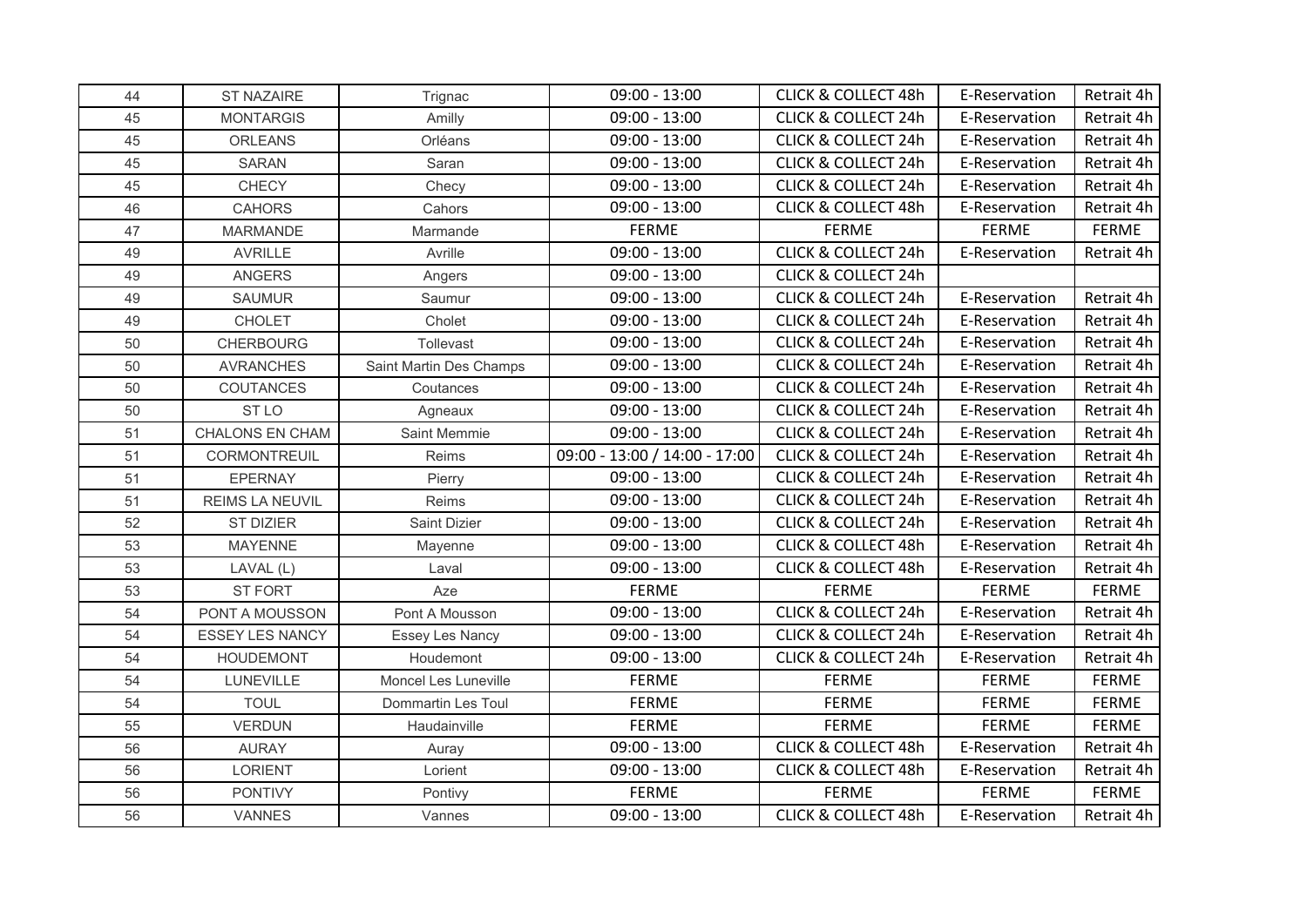| 44 | ST NAZAIRE | Trignac | 09:00 - 13:00 | CLICK & COLLECT 48h | E-Reservation | Retrait 4h |
|---|---|---|---|---|---|---|
| 45 | MONTARGIS | Amilly | 09:00 - 13:00 | CLICK & COLLECT 24h | E-Reservation | Retrait 4h |
| 45 | ORLEANS | Orléans | 09:00 - 13:00 | CLICK & COLLECT 24h | E-Reservation | Retrait 4h |
| 45 | SARAN | Saran | 09:00 - 13:00 | CLICK & COLLECT 24h | E-Reservation | Retrait 4h |
| 45 | CHECY | Checy | 09:00 - 13:00 | CLICK & COLLECT 24h | E-Reservation | Retrait 4h |
| 46 | CAHORS | Cahors | 09:00 - 13:00 | CLICK & COLLECT 48h | E-Reservation | Retrait 4h |
| 47 | MARMANDE | Marmande | FERME | FERME | FERME | FERME |
| 49 | AVRILLE | Avrille | 09:00 - 13:00 | CLICK & COLLECT 24h | E-Reservation | Retrait 4h |
| 49 | ANGERS | Angers | 09:00 - 13:00 | CLICK & COLLECT 24h | | |
| 49 | SAUMUR | Saumur | 09:00 - 13:00 | CLICK & COLLECT 24h | E-Reservation | Retrait 4h |
| 49 | CHOLET | Cholet | 09:00 - 13:00 | CLICK & COLLECT 24h | E-Reservation | Retrait 4h |
| 50 | CHERBOURG | Tollevast | 09:00 - 13:00 | CLICK & COLLECT 24h | E-Reservation | Retrait 4h |
| 50 | AVRANCHES | Saint Martin Des Champs | 09:00 - 13:00 | CLICK & COLLECT 24h | E-Reservation | Retrait 4h |
| 50 | COUTANCES | Coutances | 09:00 - 13:00 | CLICK & COLLECT 24h | E-Reservation | Retrait 4h |
| 50 | ST LO | Agneaux | 09:00 - 13:00 | CLICK & COLLECT 24h | E-Reservation | Retrait 4h |
| 51 | CHALONS EN CHAM | Saint Memmie | 09:00 - 13:00 | CLICK & COLLECT 24h | E-Reservation | Retrait 4h |
| 51 | CORMONTREUIL | Reims | 09:00 - 13:00 / 14:00 - 17:00 | CLICK & COLLECT 24h | E-Reservation | Retrait 4h |
| 51 | EPERNAY | Pierry | 09:00 - 13:00 | CLICK & COLLECT 24h | E-Reservation | Retrait 4h |
| 51 | REIMS LA NEUVIL | Reims | 09:00 - 13:00 | CLICK & COLLECT 24h | E-Reservation | Retrait 4h |
| 52 | ST DIZIER | Saint Dizier | 09:00 - 13:00 | CLICK & COLLECT 24h | E-Reservation | Retrait 4h |
| 53 | MAYENNE | Mayenne | 09:00 - 13:00 | CLICK & COLLECT 48h | E-Reservation | Retrait 4h |
| 53 | LAVAL (L) | Laval | 09:00 - 13:00 | CLICK & COLLECT 48h | E-Reservation | Retrait 4h |
| 53 | ST FORT | Aze | FERME | FERME | FERME | FERME |
| 54 | PONT A MOUSSON | Pont A Mousson | 09:00 - 13:00 | CLICK & COLLECT 24h | E-Reservation | Retrait 4h |
| 54 | ESSEY LES NANCY | Essey Les Nancy | 09:00 - 13:00 | CLICK & COLLECT 24h | E-Reservation | Retrait 4h |
| 54 | HOUDEMONT | Houdemont | 09:00 - 13:00 | CLICK & COLLECT 24h | E-Reservation | Retrait 4h |
| 54 | LUNEVILLE | Moncel Les Luneville | FERME | FERME | FERME | FERME |
| 54 | TOUL | Dommartin Les Toul | FERME | FERME | FERME | FERME |
| 55 | VERDUN | Haudainville | FERME | FERME | FERME | FERME |
| 56 | AURAY | Auray | 09:00 - 13:00 | CLICK & COLLECT 48h | E-Reservation | Retrait 4h |
| 56 | LORIENT | Lorient | 09:00 - 13:00 | CLICK & COLLECT 48h | E-Reservation | Retrait 4h |
| 56 | PONTIVY | Pontivy | FERME | FERME | FERME | FERME |
| 56 | VANNES | Vannes | 09:00 - 13:00 | CLICK & COLLECT 48h | E-Reservation | Retrait 4h |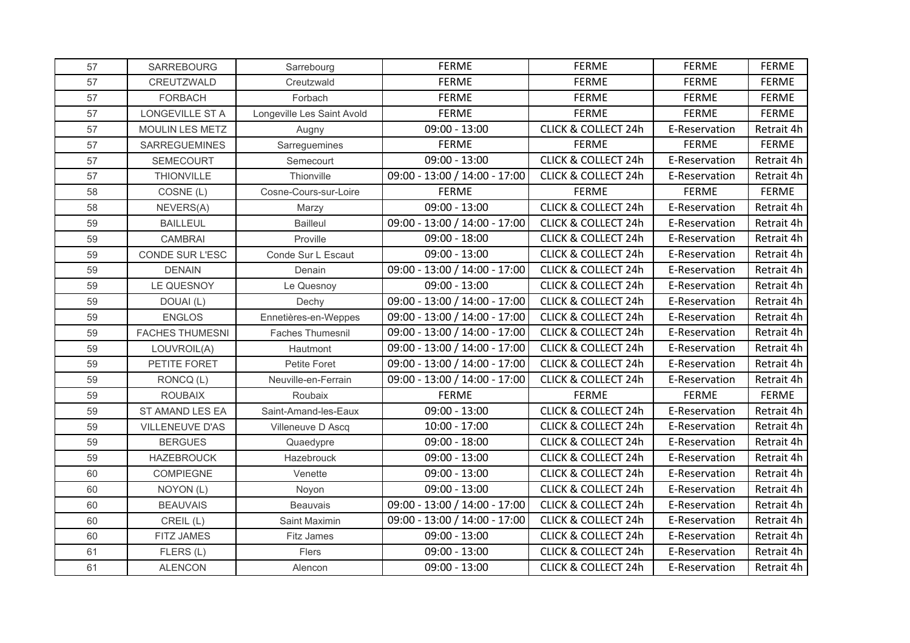| | | | | | | |
|---|---|---|---|---|---|---|
| 57 | SARREBOURG | Sarrebourg | FERME | FERME | FERME | FERME |
| 57 | CREUTZWALD | Creutzwald | FERME | FERME | FERME | FERME |
| 57 | FORBACH | Forbach | FERME | FERME | FERME | FERME |
| 57 | LONGEVILLE ST A | Longeville Les Saint Avold | FERME | FERME | FERME | FERME |
| 57 | MOULIN LES METZ | Augny | 09:00 - 13:00 | CLICK & COLLECT 24h | E-Reservation | Retrait 4h |
| 57 | SARREGUEMINES | Sarreguemines | FERME | FERME | FERME | FERME |
| 57 | SEMECOURT | Semecourt | 09:00 - 13:00 | CLICK & COLLECT 24h | E-Reservation | Retrait 4h |
| 57 | THIONVILLE | Thionville | 09:00 - 13:00 / 14:00 - 17:00 | CLICK & COLLECT 24h | E-Reservation | Retrait 4h |
| 58 | COSNE (L) | Cosne-Cours-sur-Loire | FERME | FERME | FERME | FERME |
| 58 | NEVERS(A) | Marzy | 09:00 - 13:00 | CLICK & COLLECT 24h | E-Reservation | Retrait 4h |
| 59 | BAILLEUL | Bailleul | 09:00 - 13:00 / 14:00 - 17:00 | CLICK & COLLECT 24h | E-Reservation | Retrait 4h |
| 59 | CAMBRAI | Proville | 09:00 - 18:00 | CLICK & COLLECT 24h | E-Reservation | Retrait 4h |
| 59 | CONDE SUR L'ESC | Conde Sur L Escaut | 09:00 - 13:00 | CLICK & COLLECT 24h | E-Reservation | Retrait 4h |
| 59 | DENAIN | Denain | 09:00 - 13:00 / 14:00 - 17:00 | CLICK & COLLECT 24h | E-Reservation | Retrait 4h |
| 59 | LE QUESNOY | Le Quesnoy | 09:00 - 13:00 | CLICK & COLLECT 24h | E-Reservation | Retrait 4h |
| 59 | DOUAI (L) | Dechy | 09:00 - 13:00 / 14:00 - 17:00 | CLICK & COLLECT 24h | E-Reservation | Retrait 4h |
| 59 | ENGLOS | Ennetières-en-Weppes | 09:00 - 13:00 / 14:00 - 17:00 | CLICK & COLLECT 24h | E-Reservation | Retrait 4h |
| 59 | FACHES THUMESNI | Faches Thumesnil | 09:00 - 13:00 / 14:00 - 17:00 | CLICK & COLLECT 24h | E-Reservation | Retrait 4h |
| 59 | LOUVROIL(A) | Hautmont | 09:00 - 13:00 / 14:00 - 17:00 | CLICK & COLLECT 24h | E-Reservation | Retrait 4h |
| 59 | PETITE FORET | Petite Foret | 09:00 - 13:00 / 14:00 - 17:00 | CLICK & COLLECT 24h | E-Reservation | Retrait 4h |
| 59 | RONCQ (L) | Neuville-en-Ferrain | 09:00 - 13:00 / 14:00 - 17:00 | CLICK & COLLECT 24h | E-Reservation | Retrait 4h |
| 59 | ROUBAIX | Roubaix | FERME | FERME | FERME | FERME |
| 59 | ST AMAND LES EA | Saint-Amand-les-Eaux | 09:00 - 13:00 | CLICK & COLLECT 24h | E-Reservation | Retrait 4h |
| 59 | VILLENEUVE D'AS | Villeneuve D Ascq | 10:00 - 17:00 | CLICK & COLLECT 24h | E-Reservation | Retrait 4h |
| 59 | BERGUES | Quaedypre | 09:00 - 18:00 | CLICK & COLLECT 24h | E-Reservation | Retrait 4h |
| 59 | HAZEBROUCK | Hazebrouck | 09:00 - 13:00 | CLICK & COLLECT 24h | E-Reservation | Retrait 4h |
| 60 | COMPIEGNE | Venette | 09:00 - 13:00 | CLICK & COLLECT 24h | E-Reservation | Retrait 4h |
| 60 | NOYON (L) | Noyon | 09:00 - 13:00 | CLICK & COLLECT 24h | E-Reservation | Retrait 4h |
| 60 | BEAUVAIS | Beauvais | 09:00 - 13:00 / 14:00 - 17:00 | CLICK & COLLECT 24h | E-Reservation | Retrait 4h |
| 60 | CREIL (L) | Saint Maximin | 09:00 - 13:00 / 14:00 - 17:00 | CLICK & COLLECT 24h | E-Reservation | Retrait 4h |
| 60 | FITZ JAMES | Fitz James | 09:00 - 13:00 | CLICK & COLLECT 24h | E-Reservation | Retrait 4h |
| 61 | FLERS (L) | Flers | 09:00 - 13:00 | CLICK & COLLECT 24h | E-Reservation | Retrait 4h |
| 61 | ALENCON | Alencon | 09:00 - 13:00 | CLICK & COLLECT 24h | E-Reservation | Retrait 4h |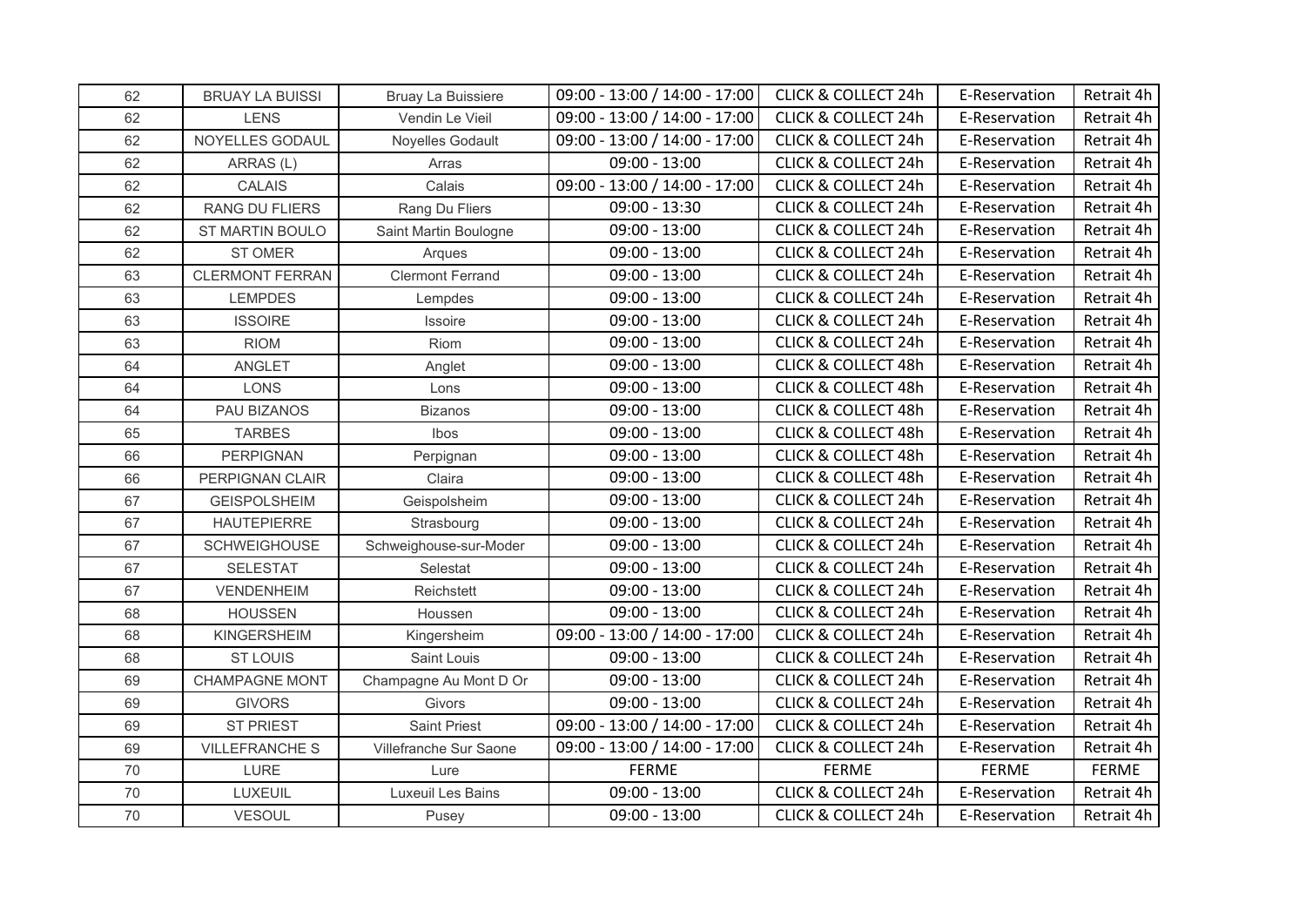| 62 | BRUAY LA BUISSI | Bruay La Buissiere | 09:00 - 13:00 / 14:00 - 17:00 | CLICK & COLLECT 24h | E-Reservation | Retrait 4h |
|---|---|---|---|---|---|---|
| 62 | LENS | Vendin Le Vieil | 09:00 - 13:00 / 14:00 - 17:00 | CLICK & COLLECT 24h | E-Reservation | Retrait 4h |
| 62 | NOYELLES GODAUL | Noyelles Godault | 09:00 - 13:00 / 14:00 - 17:00 | CLICK & COLLECT 24h | E-Reservation | Retrait 4h |
| 62 | ARRAS (L) | Arras | 09:00 - 13:00 | CLICK & COLLECT 24h | E-Reservation | Retrait 4h |
| 62 | CALAIS | Calais | 09:00 - 13:00 / 14:00 - 17:00 | CLICK & COLLECT 24h | E-Reservation | Retrait 4h |
| 62 | RANG DU FLIERS | Rang Du Fliers | 09:00 - 13:30 | CLICK & COLLECT 24h | E-Reservation | Retrait 4h |
| 62 | ST MARTIN BOULO | Saint Martin Boulogne | 09:00 - 13:00 | CLICK & COLLECT 24h | E-Reservation | Retrait 4h |
| 62 | ST OMER | Arques | 09:00 - 13:00 | CLICK & COLLECT 24h | E-Reservation | Retrait 4h |
| 63 | CLERMONT FERRAN | Clermont Ferrand | 09:00 - 13:00 | CLICK & COLLECT 24h | E-Reservation | Retrait 4h |
| 63 | LEMPDES | Lempdes | 09:00 - 13:00 | CLICK & COLLECT 24h | E-Reservation | Retrait 4h |
| 63 | ISSOIRE | Issoire | 09:00 - 13:00 | CLICK & COLLECT 24h | E-Reservation | Retrait 4h |
| 63 | RIOM | Riom | 09:00 - 13:00 | CLICK & COLLECT 24h | E-Reservation | Retrait 4h |
| 64 | ANGLET | Anglet | 09:00 - 13:00 | CLICK & COLLECT 48h | E-Reservation | Retrait 4h |
| 64 | LONS | Lons | 09:00 - 13:00 | CLICK & COLLECT 48h | E-Reservation | Retrait 4h |
| 64 | PAU BIZANOS | Bizanos | 09:00 - 13:00 | CLICK & COLLECT 48h | E-Reservation | Retrait 4h |
| 65 | TARBES | Ibos | 09:00 - 13:00 | CLICK & COLLECT 48h | E-Reservation | Retrait 4h |
| 66 | PERPIGNAN | Perpignan | 09:00 - 13:00 | CLICK & COLLECT 48h | E-Reservation | Retrait 4h |
| 66 | PERPIGNAN CLAIR | Claira | 09:00 - 13:00 | CLICK & COLLECT 48h | E-Reservation | Retrait 4h |
| 67 | GEISPOLSHEIM | Geispolsheim | 09:00 - 13:00 | CLICK & COLLECT 24h | E-Reservation | Retrait 4h |
| 67 | HAUTEPIERRE | Strasbourg | 09:00 - 13:00 | CLICK & COLLECT 24h | E-Reservation | Retrait 4h |
| 67 | SCHWEIGHOUSE | Schweighouse-sur-Moder | 09:00 - 13:00 | CLICK & COLLECT 24h | E-Reservation | Retrait 4h |
| 67 | SELESTAT | Selestat | 09:00 - 13:00 | CLICK & COLLECT 24h | E-Reservation | Retrait 4h |
| 67 | VENDENHEIM | Reichstett | 09:00 - 13:00 | CLICK & COLLECT 24h | E-Reservation | Retrait 4h |
| 68 | HOUSSEN | Houssen | 09:00 - 13:00 | CLICK & COLLECT 24h | E-Reservation | Retrait 4h |
| 68 | KINGERSHEIM | Kingersheim | 09:00 - 13:00 / 14:00 - 17:00 | CLICK & COLLECT 24h | E-Reservation | Retrait 4h |
| 68 | ST LOUIS | Saint Louis | 09:00 - 13:00 | CLICK & COLLECT 24h | E-Reservation | Retrait 4h |
| 69 | CHAMPAGNE MONT | Champagne Au Mont D Or | 09:00 - 13:00 | CLICK & COLLECT 24h | E-Reservation | Retrait 4h |
| 69 | GIVORS | Givors | 09:00 - 13:00 | CLICK & COLLECT 24h | E-Reservation | Retrait 4h |
| 69 | ST PRIEST | Saint Priest | 09:00 - 13:00 / 14:00 - 17:00 | CLICK & COLLECT 24h | E-Reservation | Retrait 4h |
| 69 | VILLEFRANCHE S | Villefranche Sur Saone | 09:00 - 13:00 / 14:00 - 17:00 | CLICK & COLLECT 24h | E-Reservation | Retrait 4h |
| 70 | LURE | Lure | FERME | FERME | FERME | FERME |
| 70 | LUXEUIL | Luxeuil Les Bains | 09:00 - 13:00 | CLICK & COLLECT 24h | E-Reservation | Retrait 4h |
| 70 | VESOUL | Pusey | 09:00 - 13:00 | CLICK & COLLECT 24h | E-Reservation | Retrait 4h |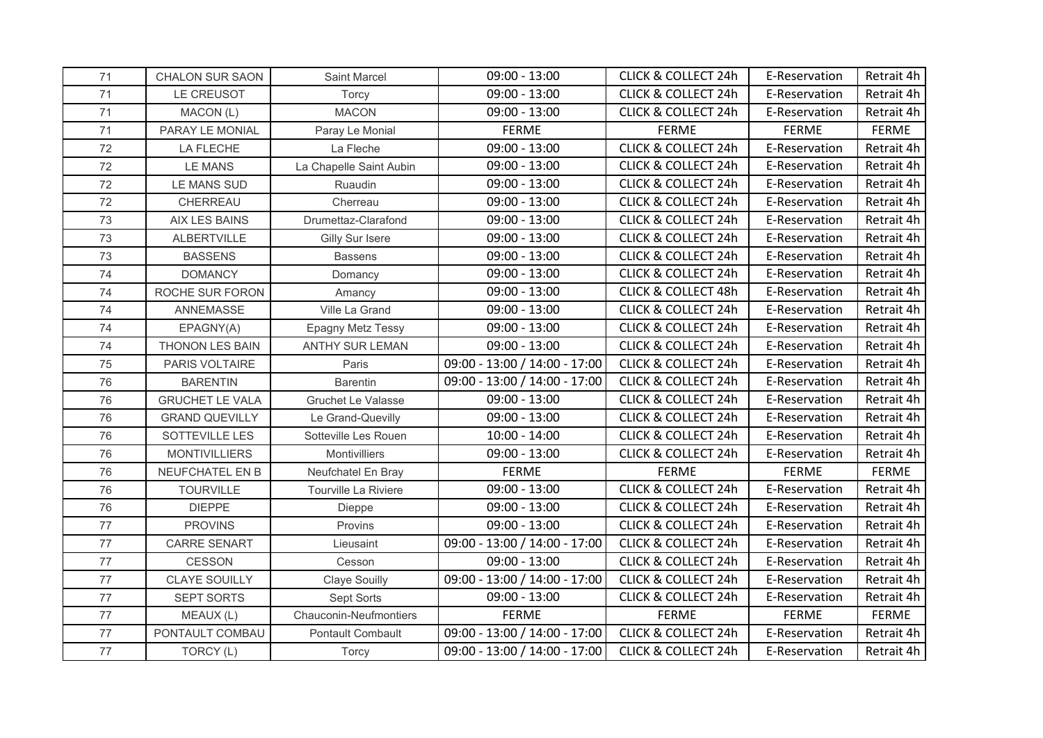| 71 | CHALON SUR SAON | Saint Marcel | 09:00 - 13:00 | CLICK & COLLECT 24h | E-Reservation | Retrait 4h |
|---|---|---|---|---|---|---|
| 71 | LE CREUSOT | Torcy | 09:00 - 13:00 | CLICK & COLLECT 24h | E-Reservation | Retrait 4h |
| 71 | MACON (L) | MACON | 09:00 - 13:00 | CLICK & COLLECT 24h | E-Reservation | Retrait 4h |
| 71 | PARAY LE MONIAL | Paray Le Monial | FERME | FERME | FERME | FERME |
| 72 | LA FLECHE | La Fleche | 09:00 - 13:00 | CLICK & COLLECT 24h | E-Reservation | Retrait 4h |
| 72 | LE MANS | La Chapelle Saint Aubin | 09:00 - 13:00 | CLICK & COLLECT 24h | E-Reservation | Retrait 4h |
| 72 | LE MANS SUD | Ruaudin | 09:00 - 13:00 | CLICK & COLLECT 24h | E-Reservation | Retrait 4h |
| 72 | CHERREAU | Cherreau | 09:00 - 13:00 | CLICK & COLLECT 24h | E-Reservation | Retrait 4h |
| 73 | AIX LES BAINS | Drumettaz-Clarafond | 09:00 - 13:00 | CLICK & COLLECT 24h | E-Reservation | Retrait 4h |
| 73 | ALBERTVILLE | Gilly Sur Isere | 09:00 - 13:00 | CLICK & COLLECT 24h | E-Reservation | Retrait 4h |
| 73 | BASSENS | Bassens | 09:00 - 13:00 | CLICK & COLLECT 24h | E-Reservation | Retrait 4h |
| 74 | DOMANCY | Domancy | 09:00 - 13:00 | CLICK & COLLECT 24h | E-Reservation | Retrait 4h |
| 74 | ROCHE SUR FORON | Amancy | 09:00 - 13:00 | CLICK & COLLECT 48h | E-Reservation | Retrait 4h |
| 74 | ANNEMASSE | Ville La Grand | 09:00 - 13:00 | CLICK & COLLECT 24h | E-Reservation | Retrait 4h |
| 74 | EPAGNY(A) | Epagny Metz Tessy | 09:00 - 13:00 | CLICK & COLLECT 24h | E-Reservation | Retrait 4h |
| 74 | THONON LES BAIN | ANTHY SUR LEMAN | 09:00 - 13:00 | CLICK & COLLECT 24h | E-Reservation | Retrait 4h |
| 75 | PARIS VOLTAIRE | Paris | 09:00 - 13:00 / 14:00 - 17:00 | CLICK & COLLECT 24h | E-Reservation | Retrait 4h |
| 76 | BARENTIN | Barentin | 09:00 - 13:00 / 14:00 - 17:00 | CLICK & COLLECT 24h | E-Reservation | Retrait 4h |
| 76 | GRUCHET LE VALA | Gruchet Le Valasse | 09:00 - 13:00 | CLICK & COLLECT 24h | E-Reservation | Retrait 4h |
| 76 | GRAND QUEVILLY | Le Grand-Quevilly | 09:00 - 13:00 | CLICK & COLLECT 24h | E-Reservation | Retrait 4h |
| 76 | SOTTEVILLE LES | Sotteville Les Rouen | 10:00 - 14:00 | CLICK & COLLECT 24h | E-Reservation | Retrait 4h |
| 76 | MONTIVILLIERS | Montivilliers | 09:00 - 13:00 | CLICK & COLLECT 24h | E-Reservation | Retrait 4h |
| 76 | NEUFCHATEL EN B | Neufchatel En Bray | FERME | FERME | FERME | FERME |
| 76 | TOURVILLE | Tourville La Riviere | 09:00 - 13:00 | CLICK & COLLECT 24h | E-Reservation | Retrait 4h |
| 76 | DIEPPE | Dieppe | 09:00 - 13:00 | CLICK & COLLECT 24h | E-Reservation | Retrait 4h |
| 77 | PROVINS | Provins | 09:00 - 13:00 | CLICK & COLLECT 24h | E-Reservation | Retrait 4h |
| 77 | CARRE SENART | Lieusaint | 09:00 - 13:00 / 14:00 - 17:00 | CLICK & COLLECT 24h | E-Reservation | Retrait 4h |
| 77 | CESSON | Cesson | 09:00 - 13:00 | CLICK & COLLECT 24h | E-Reservation | Retrait 4h |
| 77 | CLAYE SOUILLY | Claye Souilly | 09:00 - 13:00 / 14:00 - 17:00 | CLICK & COLLECT 24h | E-Reservation | Retrait 4h |
| 77 | SEPT SORTS | Sept Sorts | 09:00 - 13:00 | CLICK & COLLECT 24h | E-Reservation | Retrait 4h |
| 77 | MEAUX (L) | Chauconin-Neufmontiers | FERME | FERME | FERME | FERME |
| 77 | PONTAULT COMBAU | Pontault Combault | 09:00 - 13:00 / 14:00 - 17:00 | CLICK & COLLECT 24h | E-Reservation | Retrait 4h |
| 77 | TORCY (L) | Torcy | 09:00 - 13:00 / 14:00 - 17:00 | CLICK & COLLECT 24h | E-Reservation | Retrait 4h |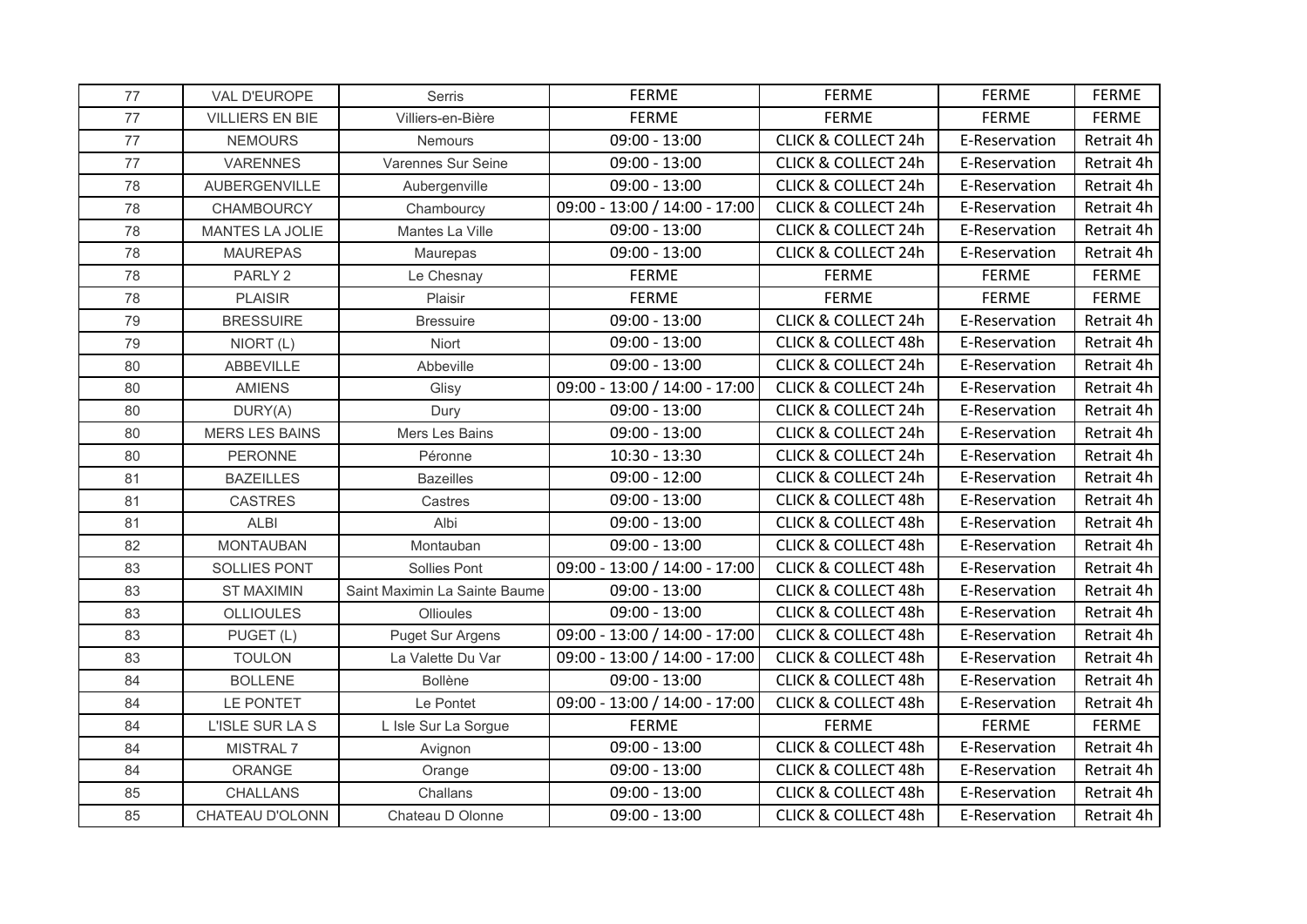| | | | | | | |
|---|---|---|---|---|---|---|
| 77 | VAL D'EUROPE | Serris | FERME | FERME | FERME | FERME |
| 77 | VILLIERS EN BIE | Villiers-en-Bière | FERME | FERME | FERME | FERME |
| 77 | NEMOURS | Nemours | 09:00 - 13:00 | CLICK & COLLECT 24h | E-Reservation | Retrait 4h |
| 77 | VARENNES | Varennes Sur Seine | 09:00 - 13:00 | CLICK & COLLECT 24h | E-Reservation | Retrait 4h |
| 78 | AUBERGENVILLE | Aubergenville | 09:00 - 13:00 | CLICK & COLLECT 24h | E-Reservation | Retrait 4h |
| 78 | CHAMBOURCY | Chambourcy | 09:00 - 13:00 / 14:00 - 17:00 | CLICK & COLLECT 24h | E-Reservation | Retrait 4h |
| 78 | MANTES LA JOLIE | Mantes La Ville | 09:00 - 13:00 | CLICK & COLLECT 24h | E-Reservation | Retrait 4h |
| 78 | MAUREPAS | Maurepas | 09:00 - 13:00 | CLICK & COLLECT 24h | E-Reservation | Retrait 4h |
| 78 | PARLY 2 | Le Chesnay | FERME | FERME | FERME | FERME |
| 78 | PLAISIR | Plaisir | FERME | FERME | FERME | FERME |
| 79 | BRESSUIRE | Bressuire | 09:00 - 13:00 | CLICK & COLLECT 24h | E-Reservation | Retrait 4h |
| 79 | NIORT (L) | Niort | 09:00 - 13:00 | CLICK & COLLECT 48h | E-Reservation | Retrait 4h |
| 80 | ABBEVILLE | Abbeville | 09:00 - 13:00 | CLICK & COLLECT 24h | E-Reservation | Retrait 4h |
| 80 | AMIENS | Glisy | 09:00 - 13:00 / 14:00 - 17:00 | CLICK & COLLECT 24h | E-Reservation | Retrait 4h |
| 80 | DURY(A) | Dury | 09:00 - 13:00 | CLICK & COLLECT 24h | E-Reservation | Retrait 4h |
| 80 | MERS LES BAINS | Mers Les Bains | 09:00 - 13:00 | CLICK & COLLECT 24h | E-Reservation | Retrait 4h |
| 80 | PERONNE | Péronne | 10:30 - 13:30 | CLICK & COLLECT 24h | E-Reservation | Retrait 4h |
| 81 | BAZEILLES | Bazeilles | 09:00 - 12:00 | CLICK & COLLECT 24h | E-Reservation | Retrait 4h |
| 81 | CASTRES | Castres | 09:00 - 13:00 | CLICK & COLLECT 48h | E-Reservation | Retrait 4h |
| 81 | ALBI | Albi | 09:00 - 13:00 | CLICK & COLLECT 48h | E-Reservation | Retrait 4h |
| 82 | MONTAUBAN | Montauban | 09:00 - 13:00 | CLICK & COLLECT 48h | E-Reservation | Retrait 4h |
| 83 | SOLLIES PONT | Sollies Pont | 09:00 - 13:00 / 14:00 - 17:00 | CLICK & COLLECT 48h | E-Reservation | Retrait 4h |
| 83 | ST MAXIMIN | Saint Maximin La Sainte Baume | 09:00 - 13:00 | CLICK & COLLECT 48h | E-Reservation | Retrait 4h |
| 83 | OLLIOULES | Ollioules | 09:00 - 13:00 | CLICK & COLLECT 48h | E-Reservation | Retrait 4h |
| 83 | PUGET (L) | Puget Sur Argens | 09:00 - 13:00 / 14:00 - 17:00 | CLICK & COLLECT 48h | E-Reservation | Retrait 4h |
| 83 | TOULON | La Valette Du Var | 09:00 - 13:00 / 14:00 - 17:00 | CLICK & COLLECT 48h | E-Reservation | Retrait 4h |
| 84 | BOLLENE | Bollène | 09:00 - 13:00 | CLICK & COLLECT 48h | E-Reservation | Retrait 4h |
| 84 | LE PONTET | Le Pontet | 09:00 - 13:00 / 14:00 - 17:00 | CLICK & COLLECT 48h | E-Reservation | Retrait 4h |
| 84 | L'ISLE SUR LA S | L Isle Sur La Sorgue | FERME | FERME | FERME | FERME |
| 84 | MISTRAL 7 | Avignon | 09:00 - 13:00 | CLICK & COLLECT 48h | E-Reservation | Retrait 4h |
| 84 | ORANGE | Orange | 09:00 - 13:00 | CLICK & COLLECT 48h | E-Reservation | Retrait 4h |
| 85 | CHALLANS | Challans | 09:00 - 13:00 | CLICK & COLLECT 48h | E-Reservation | Retrait 4h |
| 85 | CHATEAU D'OLONN | Chateau D Olonne | 09:00 - 13:00 | CLICK & COLLECT 48h | E-Reservation | Retrait 4h |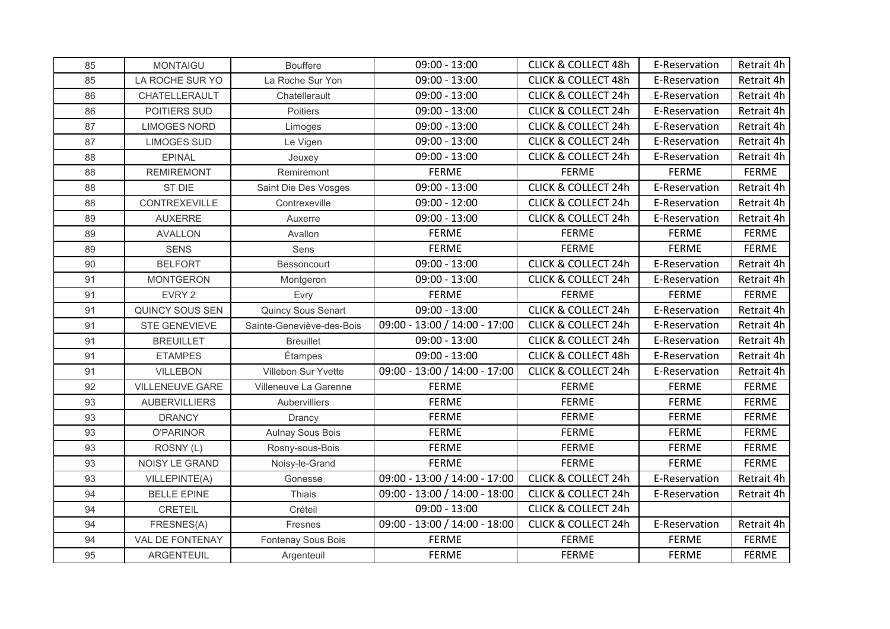| | | | | | | |
|---|---|---|---|---|---|---|
| 85 | MONTAIGU | Bouffere | 09:00 - 13:00 | CLICK & COLLECT 48h | E-Reservation | Retrait 4h |
| 85 | LA ROCHE SUR YO | La Roche Sur Yon | 09:00 - 13:00 | CLICK & COLLECT 48h | E-Reservation | Retrait 4h |
| 86 | CHATELLERAULT | Chatellerault | 09:00 - 13:00 | CLICK & COLLECT 24h | E-Reservation | Retrait 4h |
| 86 | POITIERS SUD | Poitiers | 09:00 - 13:00 | CLICK & COLLECT 24h | E-Reservation | Retrait 4h |
| 87 | LIMOGES NORD | Limoges | 09:00 - 13:00 | CLICK & COLLECT 24h | E-Reservation | Retrait 4h |
| 87 | LIMOGES SUD | Le Vigen | 09:00 - 13:00 | CLICK & COLLECT 24h | E-Reservation | Retrait 4h |
| 88 | EPINAL | Jeuxey | 09:00 - 13:00 | CLICK & COLLECT 24h | E-Reservation | Retrait 4h |
| 88 | REMIREMONT | Remiremont | FERME | FERME | FERME | FERME |
| 88 | ST DIE | Saint Die Des Vosges | 09:00 - 13:00 | CLICK & COLLECT 24h | E-Reservation | Retrait 4h |
| 88 | CONTREXEVILLE | Contrexeville | 09:00 - 12:00 | CLICK & COLLECT 24h | E-Reservation | Retrait 4h |
| 89 | AUXERRE | Auxerre | 09:00 - 13:00 | CLICK & COLLECT 24h | E-Reservation | Retrait 4h |
| 89 | AVALLON | Avallon | FERME | FERME | FERME | FERME |
| 89 | SENS | Sens | FERME | FERME | FERME | FERME |
| 90 | BELFORT | Bessoncourt | 09:00 - 13:00 | CLICK & COLLECT 24h | E-Reservation | Retrait 4h |
| 91 | MONTGERON | Montgeron | 09:00 - 13:00 | CLICK & COLLECT 24h | E-Reservation | Retrait 4h |
| 91 | EVRY 2 | Evry | FERME | FERME | FERME | FERME |
| 91 | QUINCY SOUS SEN | Quincy Sous Senart | 09:00 - 13:00 | CLICK & COLLECT 24h | E-Reservation | Retrait 4h |
| 91 | STE GENEVIEVE | Sainte-Geneviève-des-Bois | 09:00 - 13:00 / 14:00 - 17:00 | CLICK & COLLECT 24h | E-Reservation | Retrait 4h |
| 91 | BREUILLET | Breuillet | 09:00 - 13:00 | CLICK & COLLECT 24h | E-Reservation | Retrait 4h |
| 91 | ETAMPES | Étampes | 09:00 - 13:00 | CLICK & COLLECT 48h | E-Reservation | Retrait 4h |
| 91 | VILLEBON | Villebon Sur Yvette | 09:00 - 13:00 / 14:00 - 17:00 | CLICK & COLLECT 24h | E-Reservation | Retrait 4h |
| 92 | VILLENEUVE GARE | Villeneuve La Garenne | FERME | FERME | FERME | FERME |
| 93 | AUBERVILLIERS | Aubervilliers | FERME | FERME | FERME | FERME |
| 93 | DRANCY | Drancy | FERME | FERME | FERME | FERME |
| 93 | O'PARINOR | Aulnay Sous Bois | FERME | FERME | FERME | FERME |
| 93 | ROSNY (L) | Rosny-sous-Bois | FERME | FERME | FERME | FERME |
| 93 | NOISY LE GRAND | Noisy-le-Grand | FERME | FERME | FERME | FERME |
| 93 | VILLEPINTE(A) | Gonesse | 09:00 - 13:00 / 14:00 - 17:00 | CLICK & COLLECT 24h | E-Reservation | Retrait 4h |
| 94 | BELLE EPINE | Thiais | 09:00 - 13:00 / 14:00 - 18:00 | CLICK & COLLECT 24h | E-Reservation | Retrait 4h |
| 94 | CRETEIL | Créteil | 09:00 - 13:00 | CLICK & COLLECT 24h | | |
| 94 | FRESNES(A) | Fresnes | 09:00 - 13:00 / 14:00 - 18:00 | CLICK & COLLECT 24h | E-Reservation | Retrait 4h |
| 94 | VAL DE FONTENAY | Fontenay Sous Bois | FERME | FERME | FERME | FERME |
| 95 | ARGENTEUIL | Argenteuil | FERME | FERME | FERME | FERME |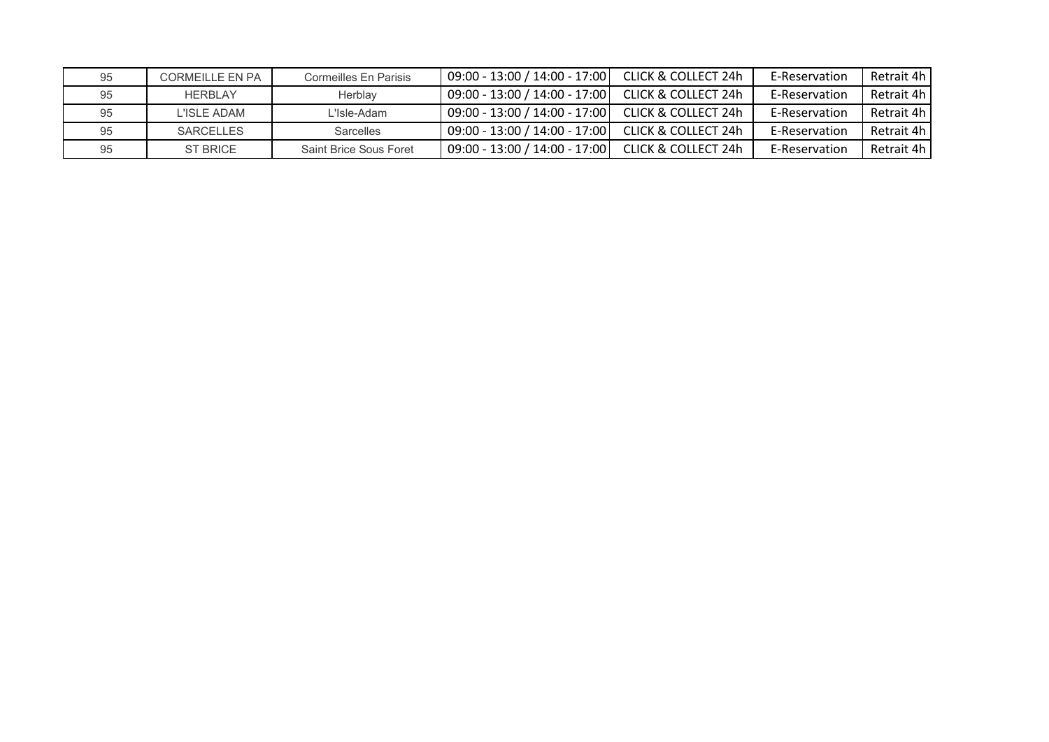| | | | | | | |
|---|---|---|---|---|---|---|
| 95 | CORMEILLE EN PA | Cormeilles En Parisis | 09:00 - 13:00 / 14:00 - 17:00 | CLICK & COLLECT 24h | E-Reservation | Retrait 4h |
| 95 | HERBLAY | Herblay | 09:00 - 13:00 / 14:00 - 17:00 | CLICK & COLLECT 24h | E-Reservation | Retrait 4h |
| 95 | L'ISLE ADAM | L'Isle-Adam | 09:00 - 13:00 / 14:00 - 17:00 | CLICK & COLLECT 24h | E-Reservation | Retrait 4h |
| 95 | SARCELLES | Sarcelles | 09:00 - 13:00 / 14:00 - 17:00 | CLICK & COLLECT 24h | E-Reservation | Retrait 4h |
| 95 | ST BRICE | Saint Brice Sous Foret | 09:00 - 13:00 / 14:00 - 17:00 | CLICK & COLLECT 24h | E-Reservation | Retrait 4h |